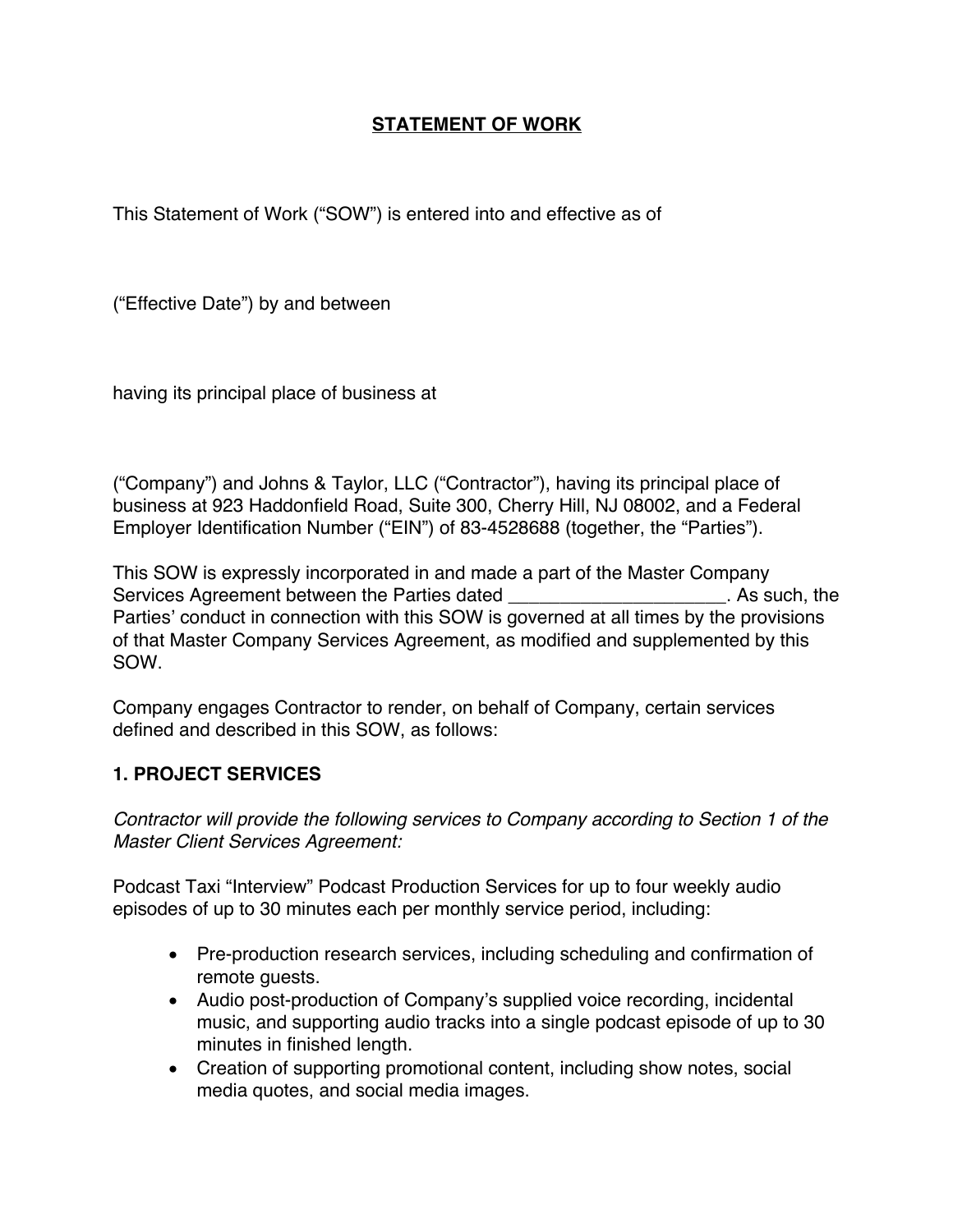# STATEMENT OF WORK

This Statement of Work ("SOW") is entered into and effective as of

("Effective Date") by and between

having its principal place of business at

("Company") and Johns & Taylor, LLC ("Contractor"), having its principal place of business at 923 Haddonfield Road, Suite 300, Cherry Hill, NJ 08002, and a Federal Employer Identification Number ("EIN") of 83-4528688 (together, the "Parties").

This SOW is expressly incorporated in and made a part of the Master Company Services Agreement between the Parties dated _____________________. As such, the Parties' conduct in connection with this SOW is governed at all times by the provisions of that Master Company Services Agreement, as modified and supplemented by this SOW.

Company engages Contractor to render, on behalf of Company, certain services defined and described in this SOW, as follows:

## 1. PROJECT SERVICES

*Contractor will provide the following services to Company according to Section 1 of the Master Client Services Agreement:*

Podcast Taxi "Interview" Podcast Production Services for up to four weekly audio episodes of up to 30 minutes each per monthly service period, including:

- Pre-production research services, including scheduling and confirmation of remote guests.
- Audio post-production of Company's supplied voice recording, incidental music, and supporting audio tracks into a single podcast episode of up to 30 minutes in finished length.
- Creation of supporting promotional content, including show notes, social media quotes, and social media images.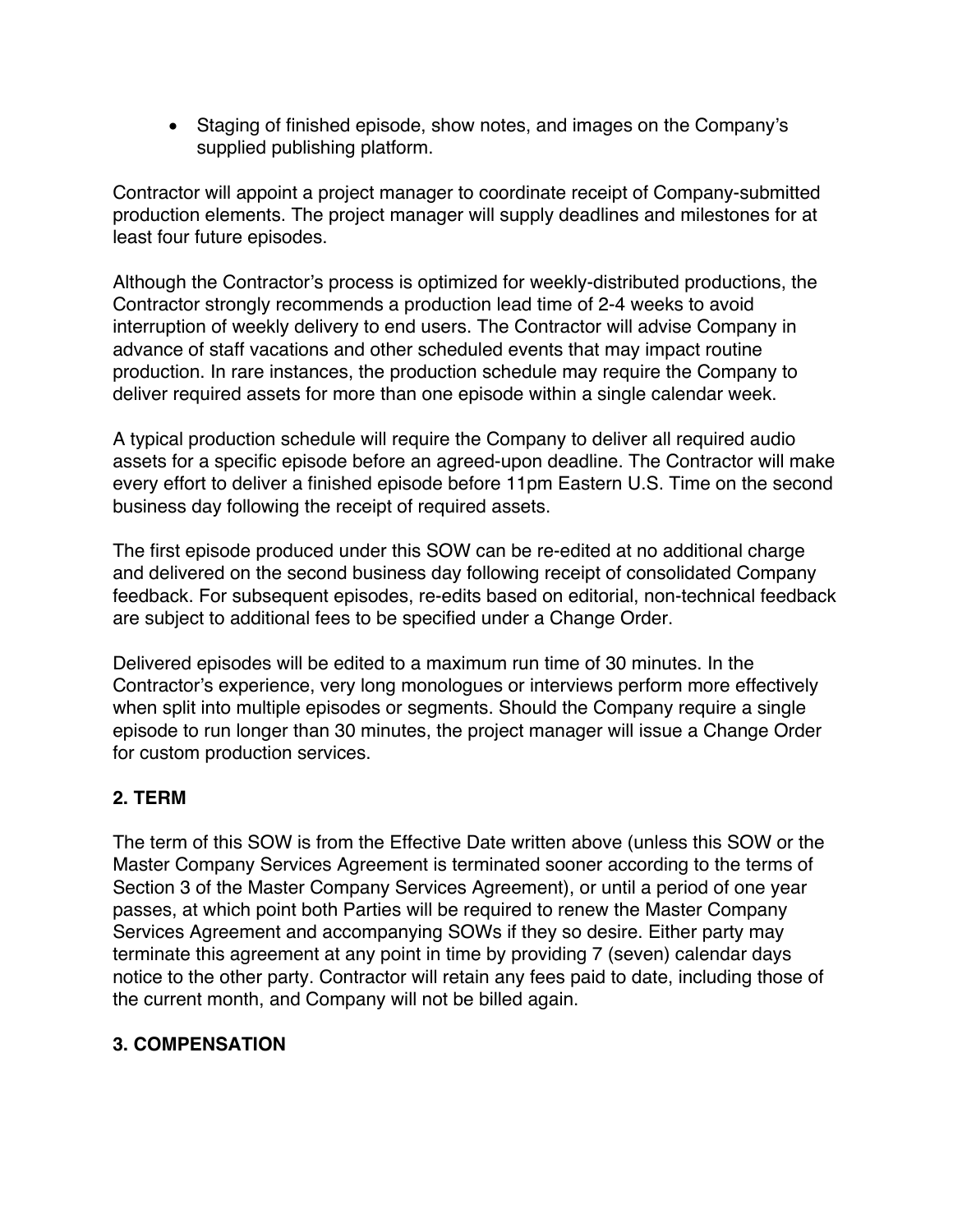- Staging of finished episode, show notes, and images on the Company's supplied publishing platform.

Contractor will appoint a project manager to coordinate receipt of Company-submitted production elements. The project manager will supply deadlines and milestones for at least four future episodes.

Although the Contractor's process is optimized for weekly-distributed productions, the Contractor strongly recommends a production lead time of 2-4 weeks to avoid interruption of weekly delivery to end users. The Contractor will advise Company in advance of staff vacations and other scheduled events that may impact routine production. In rare instances, the production schedule may require the Company to deliver required assets for more than one episode within a single calendar week.

A typical production schedule will require the Company to deliver all required audio assets for a specific episode before an agreed-upon deadline. The Contractor will make every effort to deliver a finished episode before 11pm Eastern U.S. Time on the second business day following the receipt of required assets.

The first episode produced under this SOW can be re-edited at no additional charge and delivered on the second business day following receipt of consolidated Company feedback. For subsequent episodes, re-edits based on editorial, non-technical feedback are subject to additional fees to be specified under a Change Order.

Delivered episodes will be edited to a maximum run time of 30 minutes. In the Contractor's experience, very long monologues or interviews perform more effectively when split into multiple episodes or segments. Should the Company require a single episode to run longer than 30 minutes, the project manager will issue a Change Order for custom production services.

## 2. TERM

The term of this SOW is from the Effective Date written above (unless this SOW or the Master Company Services Agreement is terminated sooner according to the terms of Section 3 of the Master Company Services Agreement), or until a period of one year passes, at which point both Parties will be required to renew the Master Company Services Agreement and accompanying SOWs if they so desire. Either party may terminate this agreement at any point in time by providing 7 (seven) calendar days notice to the other party. Contractor will retain any fees paid to date, including those of the current month, and Company will not be billed again.

## 3. COMPENSATION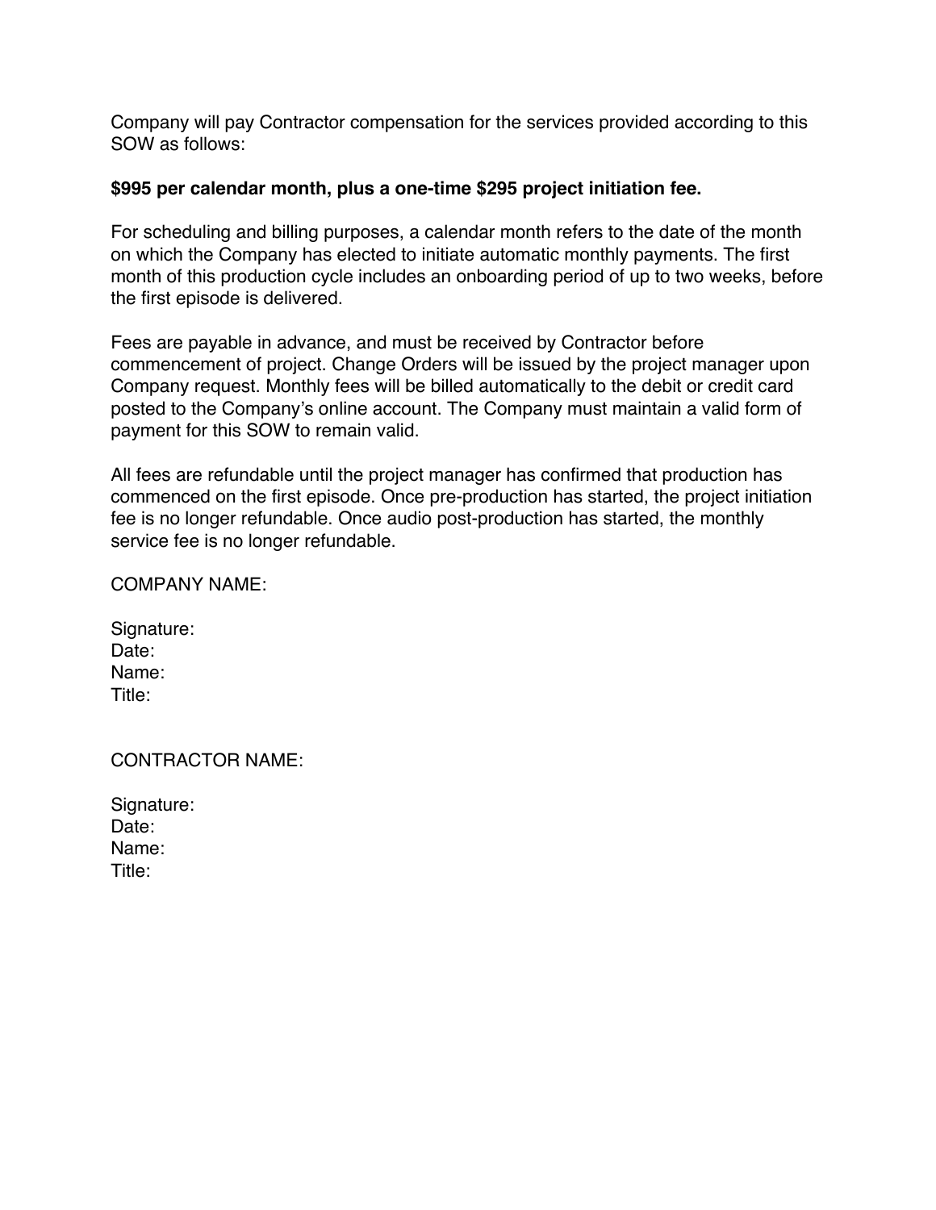Company will pay Contractor compensation for the services provided according to this SOW as follows:

**$995 per calendar month, plus a one-time $295 project initiation fee.**

For scheduling and billing purposes, a calendar month refers to the date of the month on which the Company has elected to initiate automatic monthly payments. The first month of this production cycle includes an onboarding period of up to two weeks, before the first episode is delivered.

Fees are payable in advance, and must be received by Contractor before commencement of project. Change Orders will be issued by the project manager upon Company request. Monthly fees will be billed automatically to the debit or credit card posted to the Company's online account. The Company must maintain a valid form of payment for this SOW to remain valid.

All fees are refundable until the project manager has confirmed that production has commenced on the first episode. Once pre-production has started, the project initiation fee is no longer refundable. Once audio post-production has started, the monthly service fee is no longer refundable.

COMPANY NAME:

Signature:
Date:
Name:
Title:

CONTRACTOR NAME:

Signature:
Date:
Name:
Title: